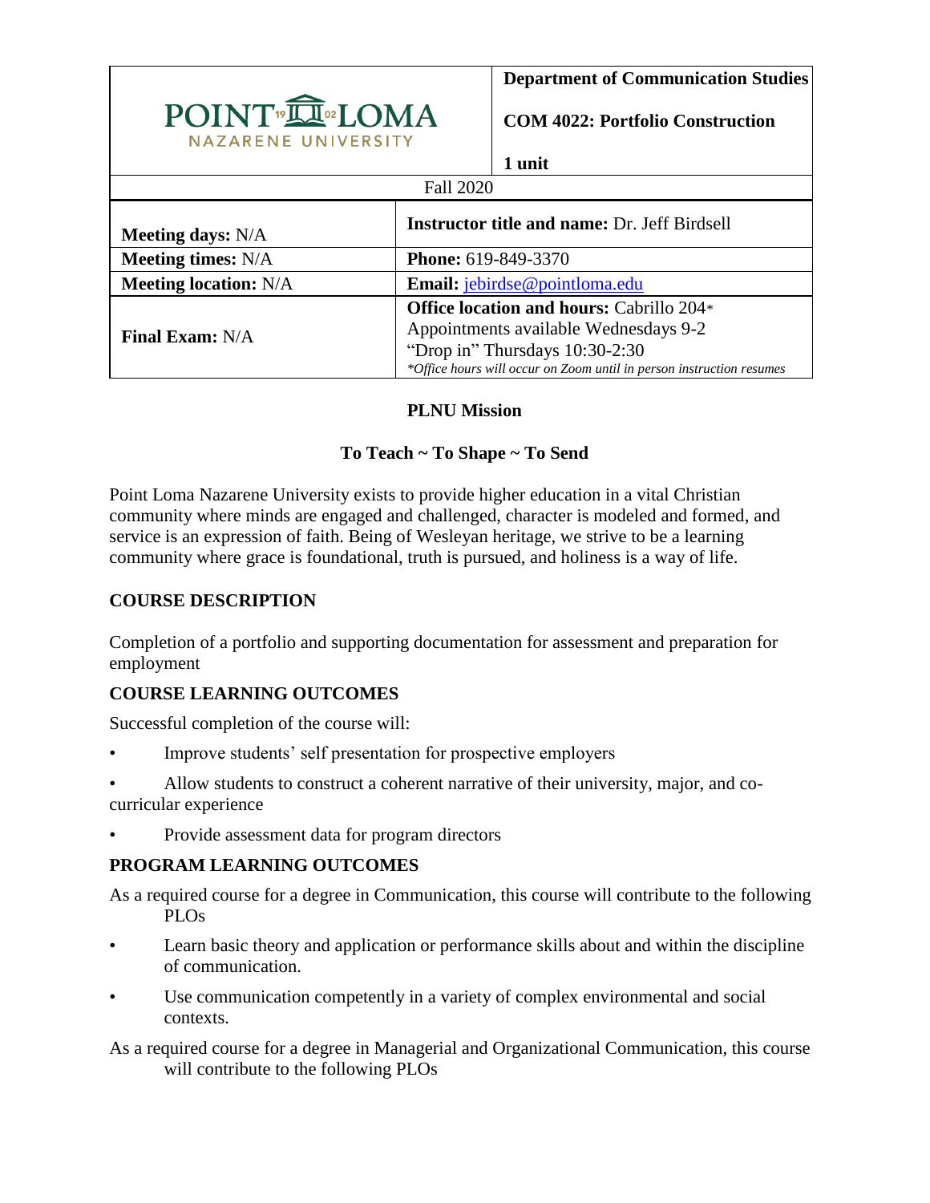| POINT LOMA NAZARENE UNIVERSITY | | **Department of Communication Studies**<br><br>**COM 4022: Portfolio Construction**<br><br>**1 unit** |
|---|---|---|
| Fall 2020 | | |
| **Meeting days:** N/A | **Instructor title and name:** Dr. Jeff Birdsell | |
| **Meeting times:** N/A | **Phone:** 619-849-3370 | |
| **Meeting location:** N/A | **Email:** jebirdse@pointloma.edu | |
| **Final Exam:** N/A | **Office location and hours:** Cabrillo 204*<br>Appointments available Wednesdays 9-2<br>"Drop in" Thursdays 10:30-2:30<br>*\*Office hours will occur on Zoom until in person instruction resumes* | |

## PLNU Mission

### To Teach ~ To Shape ~ To Send

Point Loma Nazarene University exists to provide higher education in a vital Christian community where minds are engaged and challenged, character is modeled and formed, and service is an expression of faith. Being of Wesleyan heritage, we strive to be a learning community where grace is foundational, truth is pursued, and holiness is a way of life.

## COURSE DESCRIPTION

Completion of a portfolio and supporting documentation for assessment and preparation for employment

## COURSE LEARNING OUTCOMES

Successful completion of the course will:

- Improve students' self presentation for prospective employers
- Allow students to construct a coherent narrative of their university, major, and co-curricular experience
- Provide assessment data for program directors

## PROGRAM LEARNING OUTCOMES

As a required course for a degree in Communication, this course will contribute to the following PLOs

- Learn basic theory and application or performance skills about and within the discipline of communication.
- Use communication competently in a variety of complex environmental and social contexts.

As a required course for a degree in Managerial and Organizational Communication, this course will contribute to the following PLOs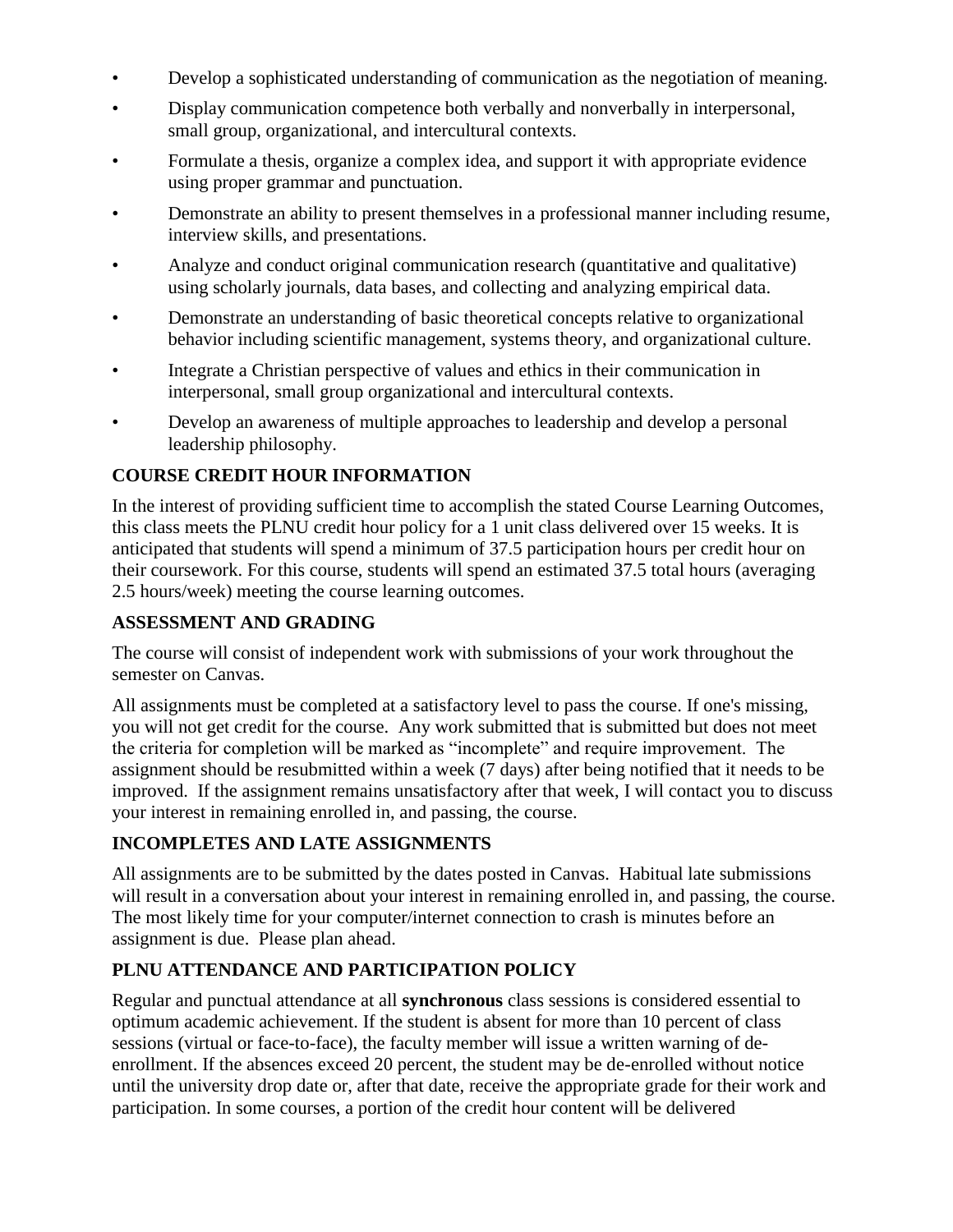- Develop a sophisticated understanding of communication as the negotiation of meaning.
- Display communication competence both verbally and nonverbally in interpersonal, small group, organizational, and intercultural contexts.
- Formulate a thesis, organize a complex idea, and support it with appropriate evidence using proper grammar and punctuation.
- Demonstrate an ability to present themselves in a professional manner including resume, interview skills, and presentations.
- Analyze and conduct original communication research (quantitative and qualitative) using scholarly journals, data bases, and collecting and analyzing empirical data.
- Demonstrate an understanding of basic theoretical concepts relative to organizational behavior including scientific management, systems theory, and organizational culture.
- Integrate a Christian perspective of values and ethics in their communication in interpersonal, small group organizational and intercultural contexts.
- Develop an awareness of multiple approaches to leadership and develop a personal leadership philosophy.

## COURSE CREDIT HOUR INFORMATION

In the interest of providing sufficient time to accomplish the stated Course Learning Outcomes, this class meets the PLNU credit hour policy for a 1 unit class delivered over 15 weeks. It is anticipated that students will spend a minimum of 37.5 participation hours per credit hour on their coursework. For this course, students will spend an estimated 37.5 total hours (averaging 2.5 hours/week) meeting the course learning outcomes.

## ASSESSMENT AND GRADING

The course will consist of independent work with submissions of your work throughout the semester on Canvas.

All assignments must be completed at a satisfactory level to pass the course. If one's missing, you will not get credit for the course. Any work submitted that is submitted but does not meet the criteria for completion will be marked as "incomplete" and require improvement. The assignment should be resubmitted within a week (7 days) after being notified that it needs to be improved. If the assignment remains unsatisfactory after that week, I will contact you to discuss your interest in remaining enrolled in, and passing, the course.

## INCOMPLETES AND LATE ASSIGNMENTS

All assignments are to be submitted by the dates posted in Canvas. Habitual late submissions will result in a conversation about your interest in remaining enrolled in, and passing, the course. The most likely time for your computer/internet connection to crash is minutes before an assignment is due. Please plan ahead.

## PLNU ATTENDANCE AND PARTICIPATION POLICY

Regular and punctual attendance at all **synchronous** class sessions is considered essential to optimum academic achievement. If the student is absent for more than 10 percent of class sessions (virtual or face-to-face), the faculty member will issue a written warning of de-enrollment. If the absences exceed 20 percent, the student may be de-enrolled without notice until the university drop date or, after that date, receive the appropriate grade for their work and participation. In some courses, a portion of the credit hour content will be delivered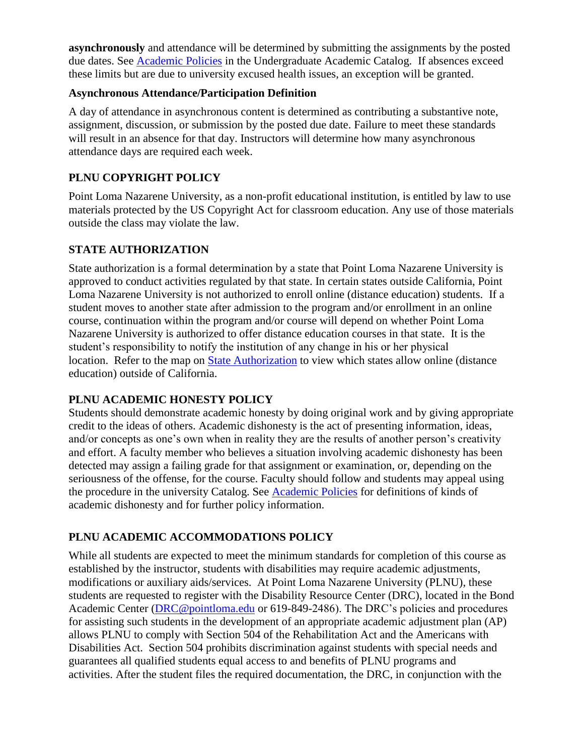**asynchronously** and attendance will be determined by submitting the assignments by the posted due dates. See [Academic Policies] in the Undergraduate Academic Catalog. If absences exceed these limits but are due to university excused health issues, an exception will be granted.

### Asynchronous Attendance/Participation Definition

A day of attendance in asynchronous content is determined as contributing a substantive note, assignment, discussion, or submission by the posted due date. Failure to meet these standards will result in an absence for that day. Instructors will determine how many asynchronous attendance days are required each week.

## PLNU COPYRIGHT POLICY

Point Loma Nazarene University, as a non-profit educational institution, is entitled by law to use materials protected by the US Copyright Act for classroom education. Any use of those materials outside the class may violate the law.

## STATE AUTHORIZATION

State authorization is a formal determination by a state that Point Loma Nazarene University is approved to conduct activities regulated by that state. In certain states outside California, Point Loma Nazarene University is not authorized to enroll online (distance education) students. If a student moves to another state after admission to the program and/or enrollment in an online course, continuation within the program and/or course will depend on whether Point Loma Nazarene University is authorized to offer distance education courses in that state. It is the student's responsibility to notify the institution of any change in his or her physical location. Refer to the map on State Authorization to view which states allow online (distance education) outside of California.

## PLNU ACADEMIC HONESTY POLICY

Students should demonstrate academic honesty by doing original work and by giving appropriate credit to the ideas of others. Academic dishonesty is the act of presenting information, ideas, and/or concepts as one's own when in reality they are the results of another person's creativity and effort. A faculty member who believes a situation involving academic dishonesty has been detected may assign a failing grade for that assignment or examination, or, depending on the seriousness of the offense, for the course. Faculty should follow and students may appeal using the procedure in the university Catalog. See Academic Policies for definitions of kinds of academic dishonesty and for further policy information.

## PLNU ACADEMIC ACCOMMODATIONS POLICY

While all students are expected to meet the minimum standards for completion of this course as established by the instructor, students with disabilities may require academic adjustments, modifications or auxiliary aids/services. At Point Loma Nazarene University (PLNU), these students are requested to register with the Disability Resource Center (DRC), located in the Bond Academic Center (DRC@pointloma.edu or 619-849-2486). The DRC's policies and procedures for assisting such students in the development of an appropriate academic adjustment plan (AP) allows PLNU to comply with Section 504 of the Rehabilitation Act and the Americans with Disabilities Act. Section 504 prohibits discrimination against students with special needs and guarantees all qualified students equal access to and benefits of PLNU programs and activities. After the student files the required documentation, the DRC, in conjunction with the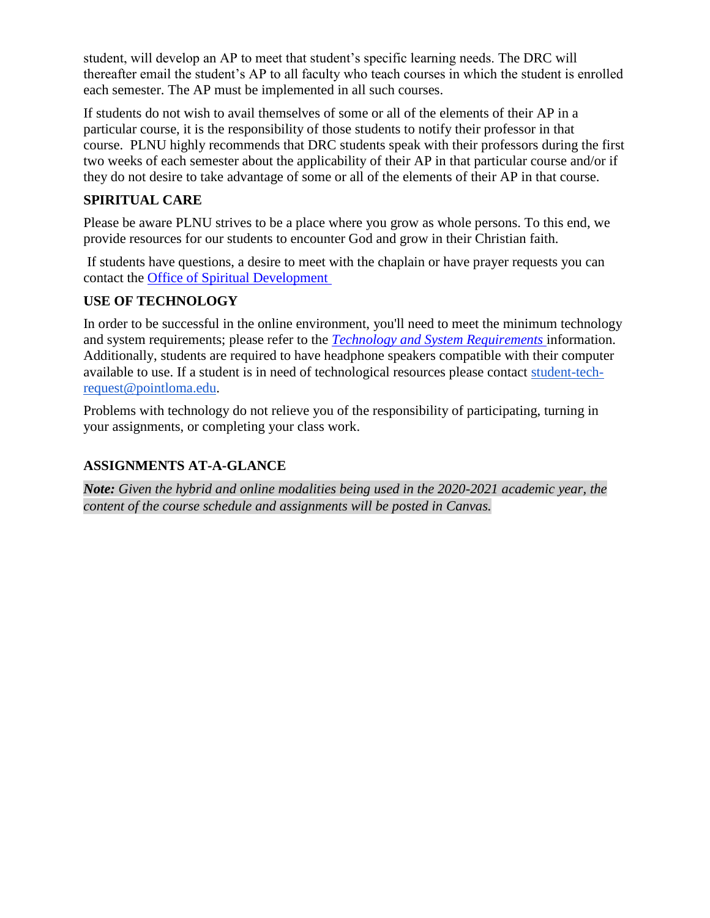student, will develop an AP to meet that student's specific learning needs. The DRC will thereafter email the student's AP to all faculty who teach courses in which the student is enrolled each semester. The AP must be implemented in all such courses.

If students do not wish to avail themselves of some or all of the elements of their AP in a particular course, it is the responsibility of those students to notify their professor in that course. PLNU highly recommends that DRC students speak with their professors during the first two weeks of each semester about the applicability of their AP in that particular course and/or if they do not desire to take advantage of some or all of the elements of their AP in that course.

**SPIRITUAL CARE**

Please be aware PLNU strives to be a place where you grow as whole persons. To this end, we provide resources for our students to encounter God and grow in their Christian faith.

If students have questions, a desire to meet with the chaplain or have prayer requests you can contact the [Office of Spiritual Development]()

**USE OF TECHNOLOGY**

In order to be successful in the online environment, you'll need to meet the minimum technology and system requirements; please refer to the [*Technology and System Requirements*]() information. Additionally, students are required to have headphone speakers compatible with their computer available to use. If a student is in need of technological resources please contact [student-tech-request@pointloma.edu](mailto:student-tech-request@pointloma.edu).

Problems with technology do not relieve you of the responsibility of participating, turning in your assignments, or completing your class work.

**ASSIGNMENTS AT-A-GLANCE**

***Note:*** *Given the hybrid and online modalities being used in the 2020-2021 academic year, the content of the course schedule and assignments will be posted in Canvas.*